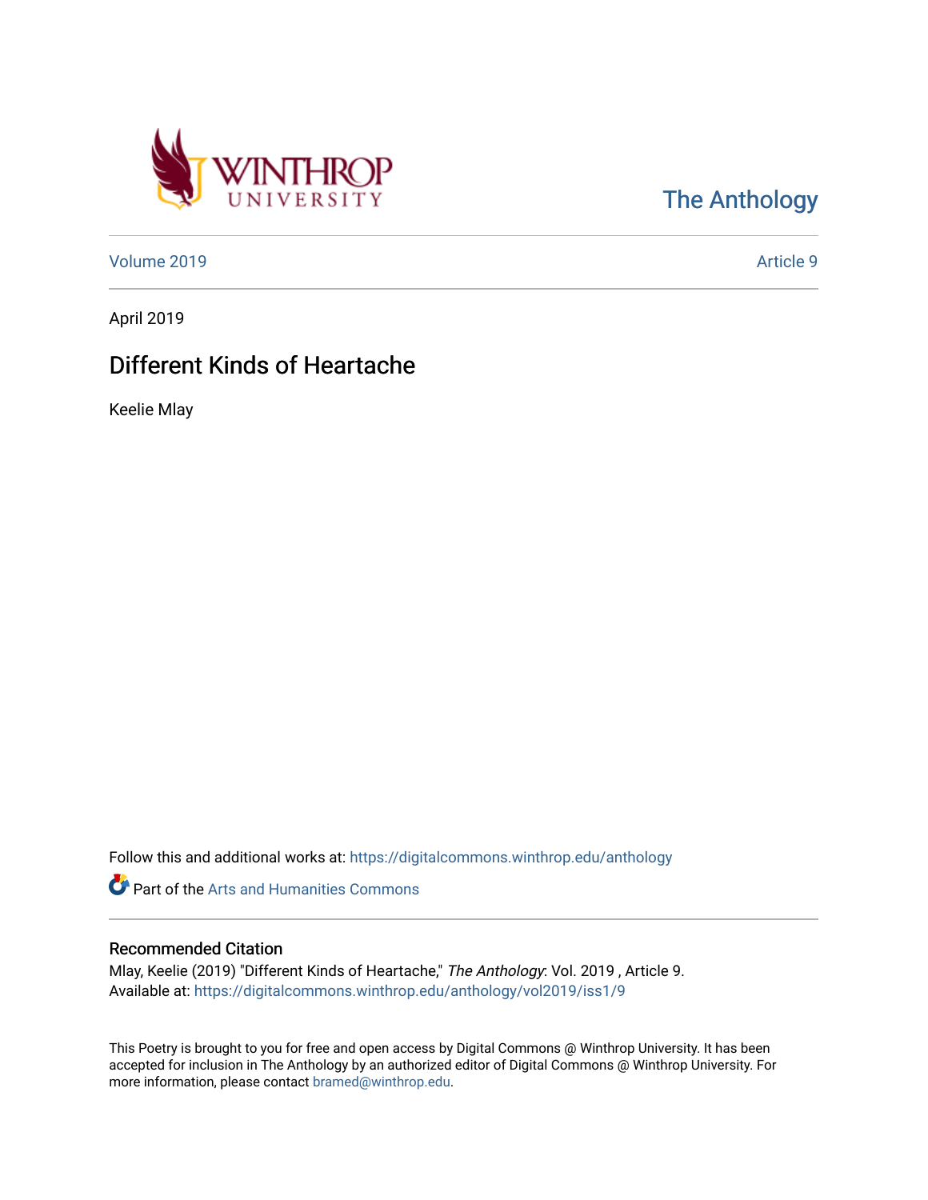Winthrop University

The Anthology

Volume 2019 Article 9

April 2019

# Different Kinds of Heartache

Keelie Mlay

Follow this and additional works at: https://digitalcommons.winthrop.edu/anthology

Part of the Arts and Humanities Commons

## Recommended Citation

Mlay, Keelie (2019) "Different Kinds of Heartache," *The Anthology*: Vol. 2019 , Article 9.
Available at: https://digitalcommons.winthrop.edu/anthology/vol2019/iss1/9

This Poetry is brought to you for free and open access by Digital Commons @ Winthrop University. It has been accepted for inclusion in The Anthology by an authorized editor of Digital Commons @ Winthrop University. For more information, please contact bramed@winthrop.edu.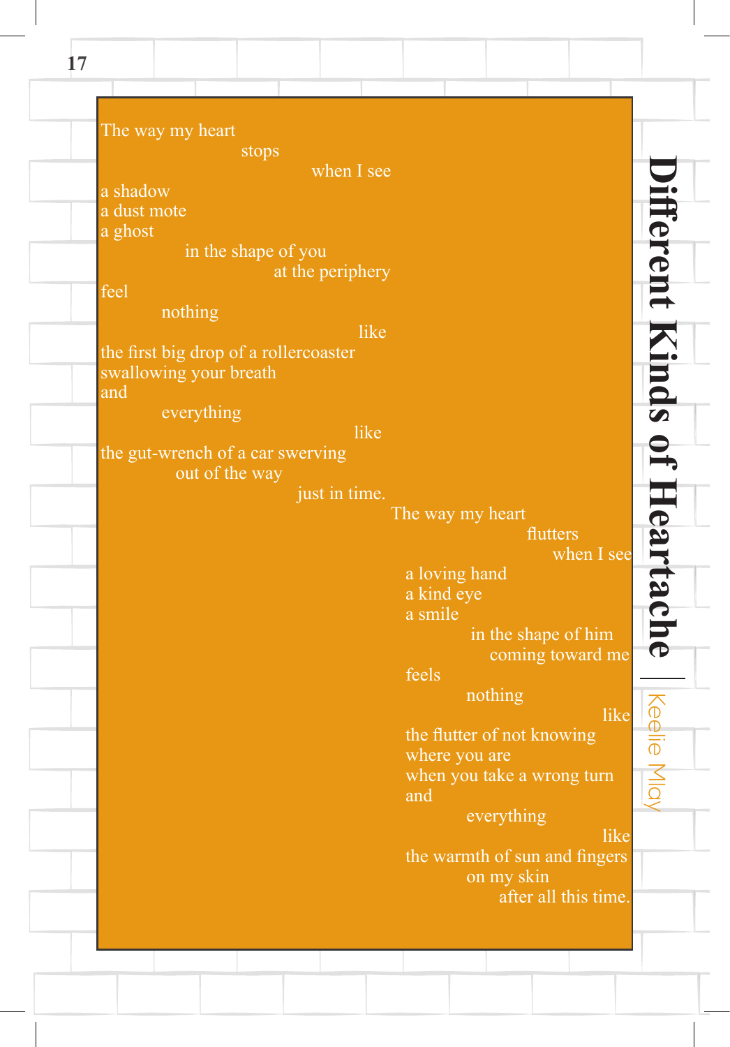# Different Kinds of Heartache

Keelie Mlay

The way my heart
stops
when I see
a shadow
a dust mote
a ghost
in the shape of you
at the periphery
feel
nothing
like
the first big drop of a rollercoaster
swallowing your breath
and
everything
like
the gut-wrench of a car swerving
out of the way
just in time.

The way my heart
flutters
when I see
a loving hand
a kind eye
a smile
in the shape of him
coming toward me
feels
nothing
like
the flutter of not knowing
where you are
when you take a wrong turn
and
everything
like
the warmth of sun and fingers
on my skin
after all this time.